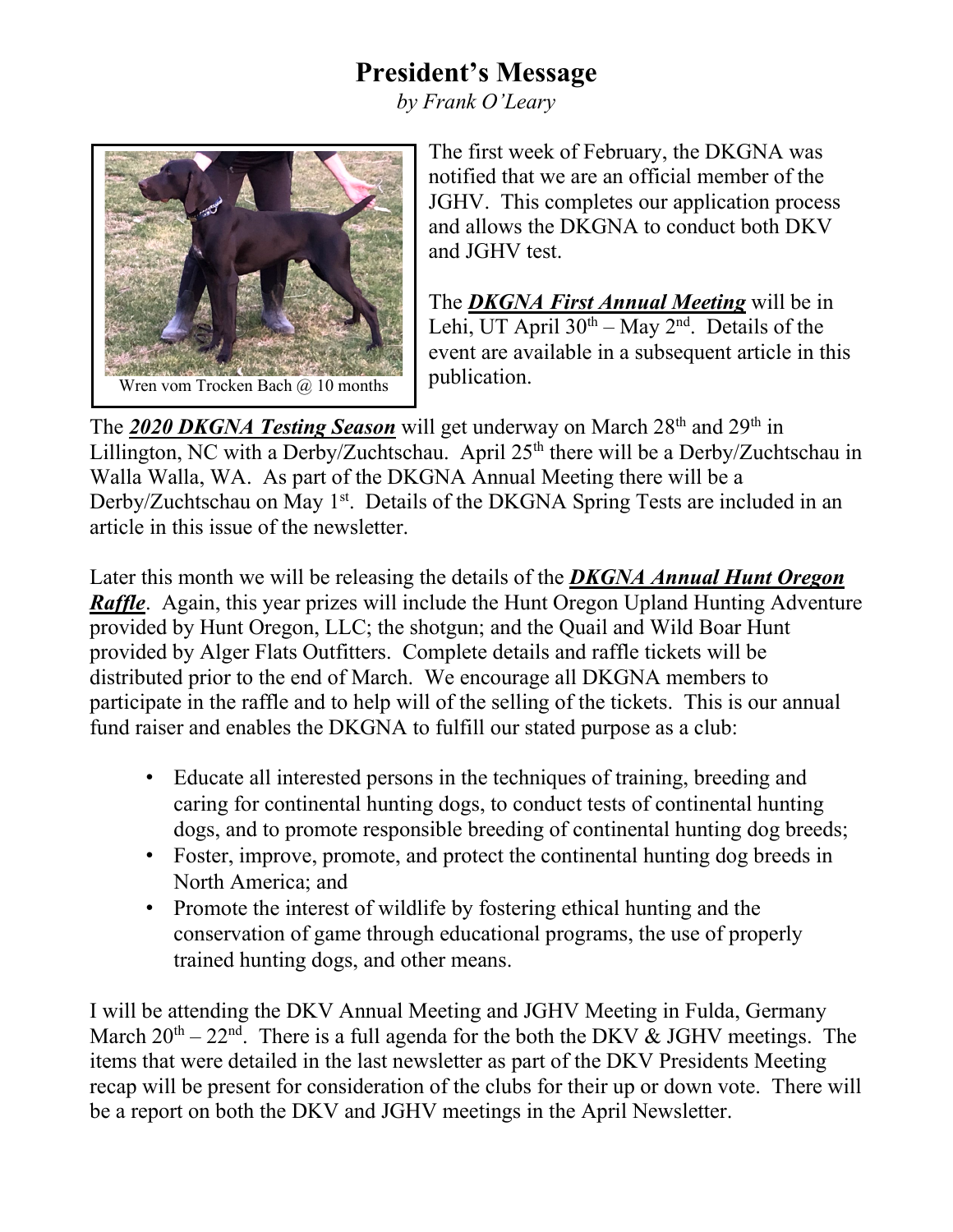# President's Message

*by Frank O'Leary*

Wren vom Trocken Bach @ 10 months

The first week of February, the DKGNA was notified that we are an official member of the JGHV. This completes our application process and allows the DKGNA to conduct both DKV and JGHV test.

The ***DKGNA First Annual Meeting*** will be in Lehi, UT April 30th – May 2nd. Details of the event are available in a subsequent article in this publication.

The ***2020 DKGNA Testing Season*** will get underway on March 28th and 29th in Lillington, NC with a Derby/Zuchtschau. April 25th there will be a Derby/Zuchtschau in Walla Walla, WA. As part of the DKGNA Annual Meeting there will be a Derby/Zuchtschau on May 1st. Details of the DKGNA Spring Tests are included in an article in this issue of the newsletter.

Later this month we will be releasing the details of the ***DKGNA Annual Hunt Oregon Raffle***. Again, this year prizes will include the Hunt Oregon Upland Hunting Adventure provided by Hunt Oregon, LLC; the shotgun; and the Quail and Wild Boar Hunt provided by Alger Flats Outfitters. Complete details and raffle tickets will be distributed prior to the end of March. We encourage all DKGNA members to participate in the raffle and to help will of the selling of the tickets. This is our annual fund raiser and enables the DKGNA to fulfill our stated purpose as a club:

- Educate all interested persons in the techniques of training, breeding and caring for continental hunting dogs, to conduct tests of continental hunting dogs, and to promote responsible breeding of continental hunting dog breeds;
- Foster, improve, promote, and protect the continental hunting dog breeds in North America; and
- Promote the interest of wildlife by fostering ethical hunting and the conservation of game through educational programs, the use of properly trained hunting dogs, and other means.

I will be attending the DKV Annual Meeting and JGHV Meeting in Fulda, Germany March 20th – 22nd. There is a full agenda for the both the DKV & JGHV meetings. The items that were detailed in the last newsletter as part of the DKV Presidents Meeting recap will be present for consideration of the clubs for their up or down vote. There will be a report on both the DKV and JGHV meetings in the April Newsletter.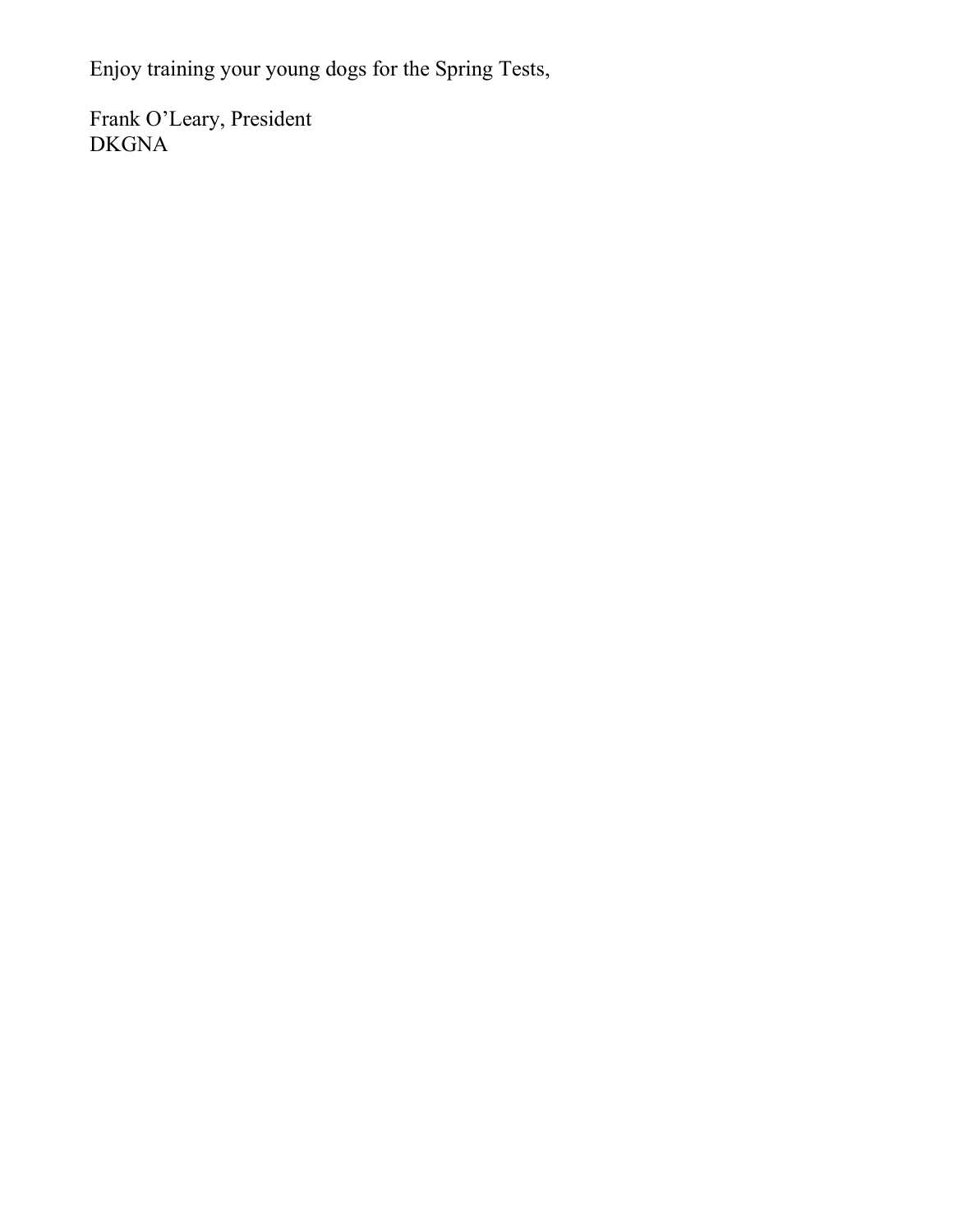Enjoy training your young dogs for the Spring Tests,

Frank O'Leary, President
DKGNA